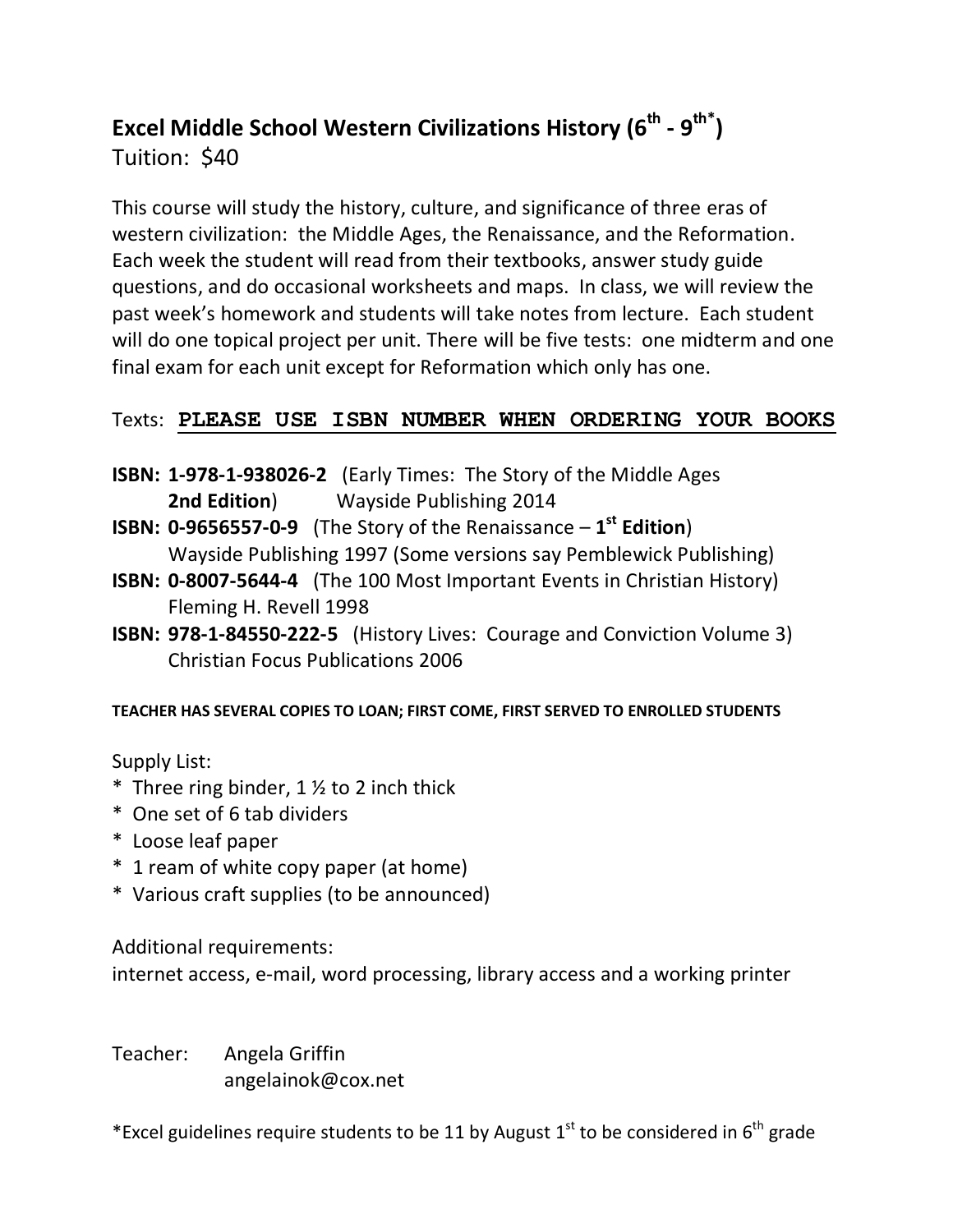# Excel Middle School Western Civilizations History (6th - 9th*)

Tuition: $40

This course will study the history, culture, and significance of three eras of western civilization: the Middle Ages, the Renaissance, and the Reformation. Each week the student will read from their textbooks, answer study guide questions, and do occasional worksheets and maps. In class, we will review the past week's homework and students will take notes from lecture. Each student will do one topical project per unit. There will be five tests: one midterm and one final exam for each unit except for Reformation which only has one.

Texts: **PLEASE USE ISBN NUMBER WHEN ORDERING YOUR BOOKS**

**ISBN: 1-978-1-938026-2** (Early Times: The Story of the Middle Ages **2nd Edition**) Wayside Publishing 2014

**ISBN: 0-9656557-0-9** (The Story of the Renaissance – **1st Edition**) Wayside Publishing 1997 (Some versions say Pemblewick Publishing)

**ISBN: 0-8007-5644-4** (The 100 Most Important Events in Christian History) Fleming H. Revell 1998

**ISBN: 978-1-84550-222-5** (History Lives: Courage and Conviction Volume 3) Christian Focus Publications 2006

**TEACHER HAS SEVERAL COPIES TO LOAN; FIRST COME, FIRST SERVED TO ENROLLED STUDENTS**

Supply List:

* Three ring binder, 1 ½ to 2 inch thick
* One set of 6 tab dividers
* Loose leaf paper
* 1 ream of white copy paper (at home)
* Various craft supplies (to be announced)

Additional requirements:
internet access, e-mail, word processing, library access and a working printer

Teacher: Angela Griffin
angelainok@cox.net

*Excel guidelines require students to be 11 by August 1st to be considered in 6th grade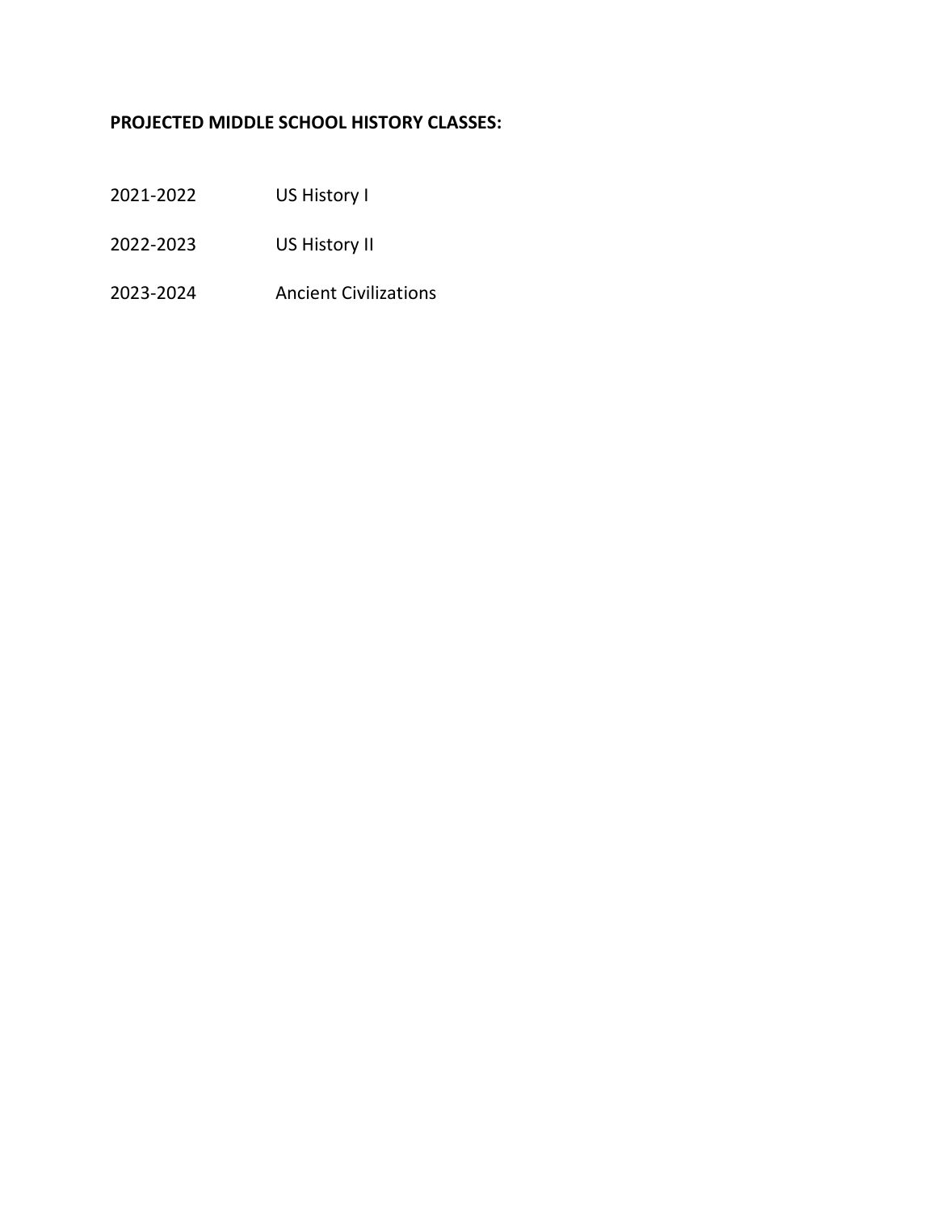**PROJECTED MIDDLE SCHOOL HISTORY CLASSES:**

| | |
|---|---|
| 2021-2022 | US History I |
| 2022-2023 | US History II |
| 2023-2024 | Ancient Civilizations |